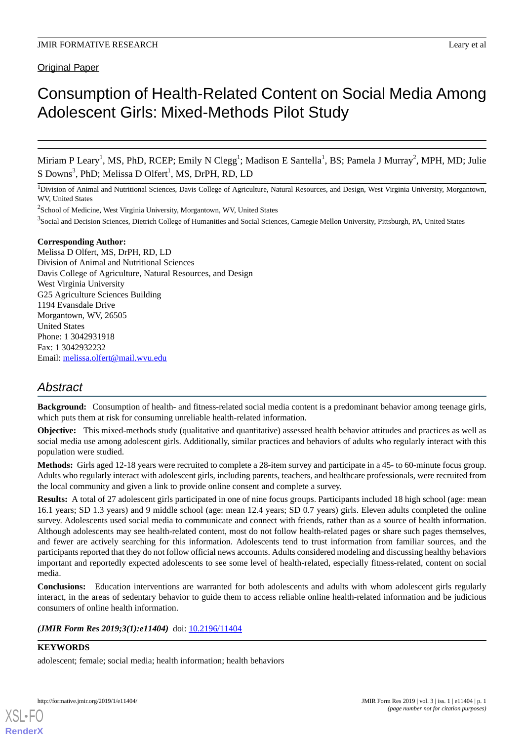Original Paper

# Consumption of Health-Related Content on Social Media Among Adolescent Girls: Mixed-Methods Pilot Study

Miriam P Leary[1], MS, PhD, RCEP; Emily N Clegg[1]; Madison E Santella[1], BS; Pamela J Murray[2], MPH, MD; Julie S Downs[3], PhD; Melissa D Olfert[1], MS, DrPH, RD, LD

[1]Division of Animal and Nutritional Sciences, Davis College of Agriculture, Natural Resources, and Design, West Virginia University, Morgantown, WV, United States

[2]School of Medicine, West Virginia University, Morgantown, WV, United States

[3]Social and Decision Sciences, Dietrich College of Humanities and Social Sciences, Carnegie Mellon University, Pittsburgh, PA, United States

**Corresponding Author:**
Melissa D Olfert, MS, DrPH, RD, LD
Division of Animal and Nutritional Sciences
Davis College of Agriculture, Natural Resources, and Design
West Virginia University
G25 Agriculture Sciences Building
1194 Evansdale Drive
Morgantown, WV, 26505
United States
Phone: 1 3042931918
Fax: 1 3042932232
Email: melissa.olfert@mail.wvu.edu

## Abstract

**Background:** Consumption of health- and fitness-related social media content is a predominant behavior among teenage girls, which puts them at risk for consuming unreliable health-related information.

**Objective:** This mixed-methods study (qualitative and quantitative) assessed health behavior attitudes and practices as well as social media use among adolescent girls. Additionally, similar practices and behaviors of adults who regularly interact with this population were studied.

**Methods:** Girls aged 12-18 years were recruited to complete a 28-item survey and participate in a 45- to 60-minute focus group. Adults who regularly interact with adolescent girls, including parents, teachers, and healthcare professionals, were recruited from the local community and given a link to provide online consent and complete a survey.

**Results:** A total of 27 adolescent girls participated in one of nine focus groups. Participants included 18 high school (age: mean 16.1 years; SD 1.3 years) and 9 middle school (age: mean 12.4 years; SD 0.7 years) girls. Eleven adults completed the online survey. Adolescents used social media to communicate and connect with friends, rather than as a source of health information. Although adolescents may see health-related content, most do not follow health-related pages or share such pages themselves, and fewer are actively searching for this information. Adolescents tend to trust information from familiar sources, and the participants reported that they do not follow official news accounts. Adults considered modeling and discussing healthy behaviors important and reportedly expected adolescents to see some level of health-related, especially fitness-related, content on social media.

**Conclusions:** Education interventions are warranted for both adolescents and adults with whom adolescent girls regularly interact, in the areas of sedentary behavior to guide them to access reliable online health-related information and be judicious consumers of online health information.

***(JMIR Form Res 2019;3(1):e11404)*** doi: 10.2196/11404

**KEYWORDS**

adolescent; female; social media; health information; health behaviors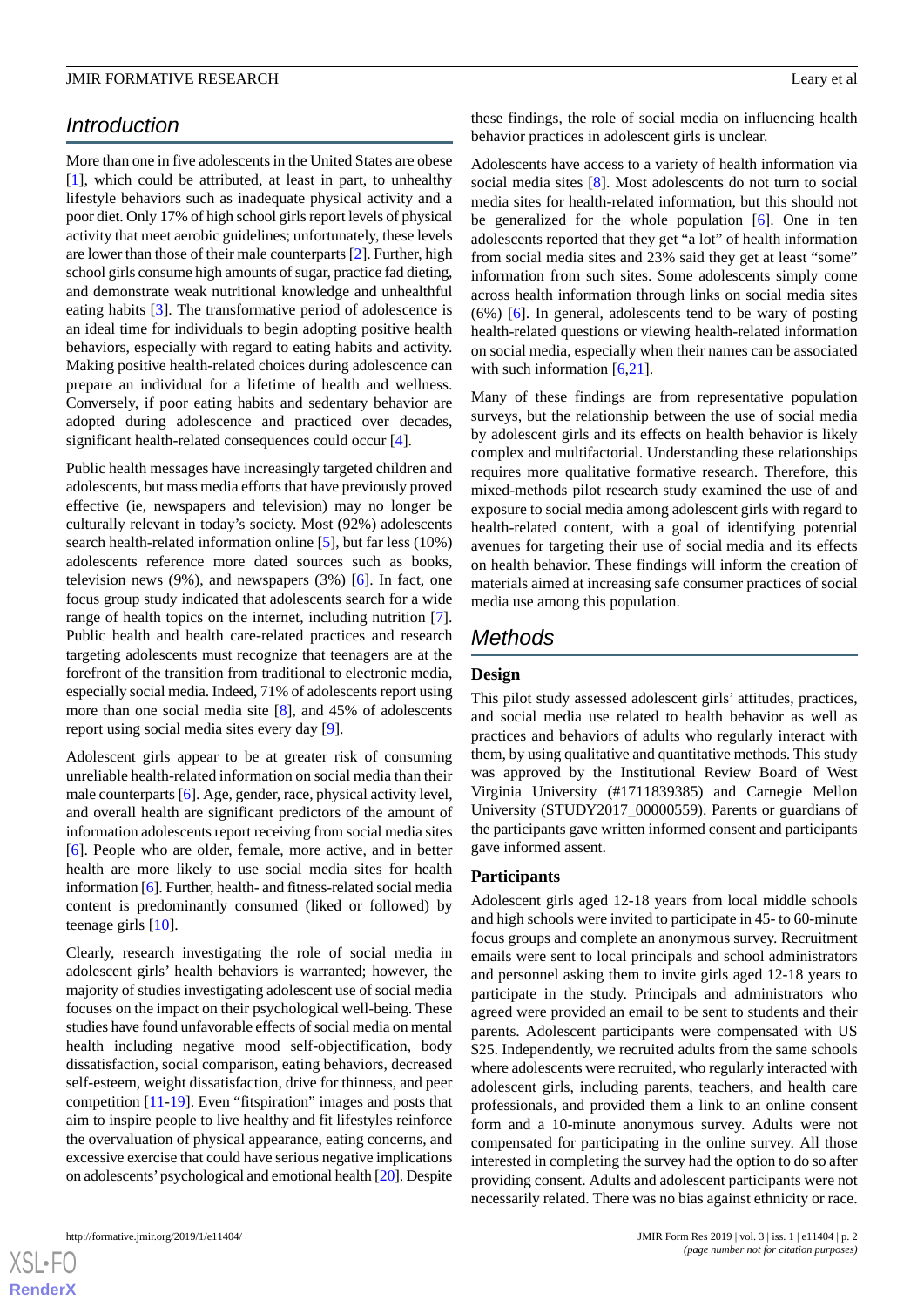## Introduction

More than one in five adolescents in the United States are obese [1], which could be attributed, at least in part, to unhealthy lifestyle behaviors such as inadequate physical activity and a poor diet. Only 17% of high school girls report levels of physical activity that meet aerobic guidelines; unfortunately, these levels are lower than those of their male counterparts [2]. Further, high school girls consume high amounts of sugar, practice fad dieting, and demonstrate weak nutritional knowledge and unhealthful eating habits [3]. The transformative period of adolescence is an ideal time for individuals to begin adopting positive health behaviors, especially with regard to eating habits and activity. Making positive health-related choices during adolescence can prepare an individual for a lifetime of health and wellness. Conversely, if poor eating habits and sedentary behavior are adopted during adolescence and practiced over decades, significant health-related consequences could occur [4].

Public health messages have increasingly targeted children and adolescents, but mass media efforts that have previously proved effective (ie, newspapers and television) may no longer be culturally relevant in today's society. Most (92%) adolescents search health-related information online [5], but far less (10%) adolescents reference more dated sources such as books, television news (9%), and newspapers (3%) [6]. In fact, one focus group study indicated that adolescents search for a wide range of health topics on the internet, including nutrition [7]. Public health and health care-related practices and research targeting adolescents must recognize that teenagers are at the forefront of the transition from traditional to electronic media, especially social media. Indeed, 71% of adolescents report using more than one social media site [8], and 45% of adolescents report using social media sites every day [9].

Adolescent girls appear to be at greater risk of consuming unreliable health-related information on social media than their male counterparts [6]. Age, gender, race, physical activity level, and overall health are significant predictors of the amount of information adolescents report receiving from social media sites [6]. People who are older, female, more active, and in better health are more likely to use social media sites for health information [6]. Further, health- and fitness-related social media content is predominantly consumed (liked or followed) by teenage girls [10].

Clearly, research investigating the role of social media in adolescent girls' health behaviors is warranted; however, the majority of studies investigating adolescent use of social media focuses on the impact on their psychological well-being. These studies have found unfavorable effects of social media on mental health including negative mood self-objectification, body dissatisfaction, social comparison, eating behaviors, decreased self-esteem, weight dissatisfaction, drive for thinness, and peer competition [11-19]. Even "fitspiration" images and posts that aim to inspire people to live healthy and fit lifestyles reinforce the overvaluation of physical appearance, eating concerns, and excessive exercise that could have serious negative implications on adolescents' psychological and emotional health [20]. Despite these findings, the role of social media on influencing health behavior practices in adolescent girls is unclear.

Adolescents have access to a variety of health information via social media sites [8]. Most adolescents do not turn to social media sites for health-related information, but this should not be generalized for the whole population [6]. One in ten adolescents reported that they get "a lot" of health information from social media sites and 23% said they get at least "some" information from such sites. Some adolescents simply come across health information through links on social media sites (6%) [6]. In general, adolescents tend to be wary of posting health-related questions or viewing health-related information on social media, especially when their names can be associated with such information [6,21].

Many of these findings are from representative population surveys, but the relationship between the use of social media by adolescent girls and its effects on health behavior is likely complex and multifactorial. Understanding these relationships requires more qualitative formative research. Therefore, this mixed-methods pilot research study examined the use of and exposure to social media among adolescent girls with regard to health-related content, with a goal of identifying potential avenues for targeting their use of social media and its effects on health behavior. These findings will inform the creation of materials aimed at increasing safe consumer practices of social media use among this population.

## Methods

### Design

This pilot study assessed adolescent girls' attitudes, practices, and social media use related to health behavior as well as practices and behaviors of adults who regularly interact with them, by using qualitative and quantitative methods. This study was approved by the Institutional Review Board of West Virginia University (#1711839385) and Carnegie Mellon University (STUDY2017_00000559). Parents or guardians of the participants gave written informed consent and participants gave informed assent.

### Participants

Adolescent girls aged 12-18 years from local middle schools and high schools were invited to participate in 45- to 60-minute focus groups and complete an anonymous survey. Recruitment emails were sent to local principals and school administrators and personnel asking them to invite girls aged 12-18 years to participate in the study. Principals and administrators who agreed were provided an email to be sent to students and their parents. Adolescent participants were compensated with US $25. Independently, we recruited adults from the same schools where adolescents were recruited, who regularly interacted with adolescent girls, including parents, teachers, and health care professionals, and provided them a link to an online consent form and a 10-minute anonymous survey. Adults were not compensated for participating in the online survey. All those interested in completing the survey had the option to do so after providing consent. Adults and adolescent participants were not necessarily related. There was no bias against ethnicity or race.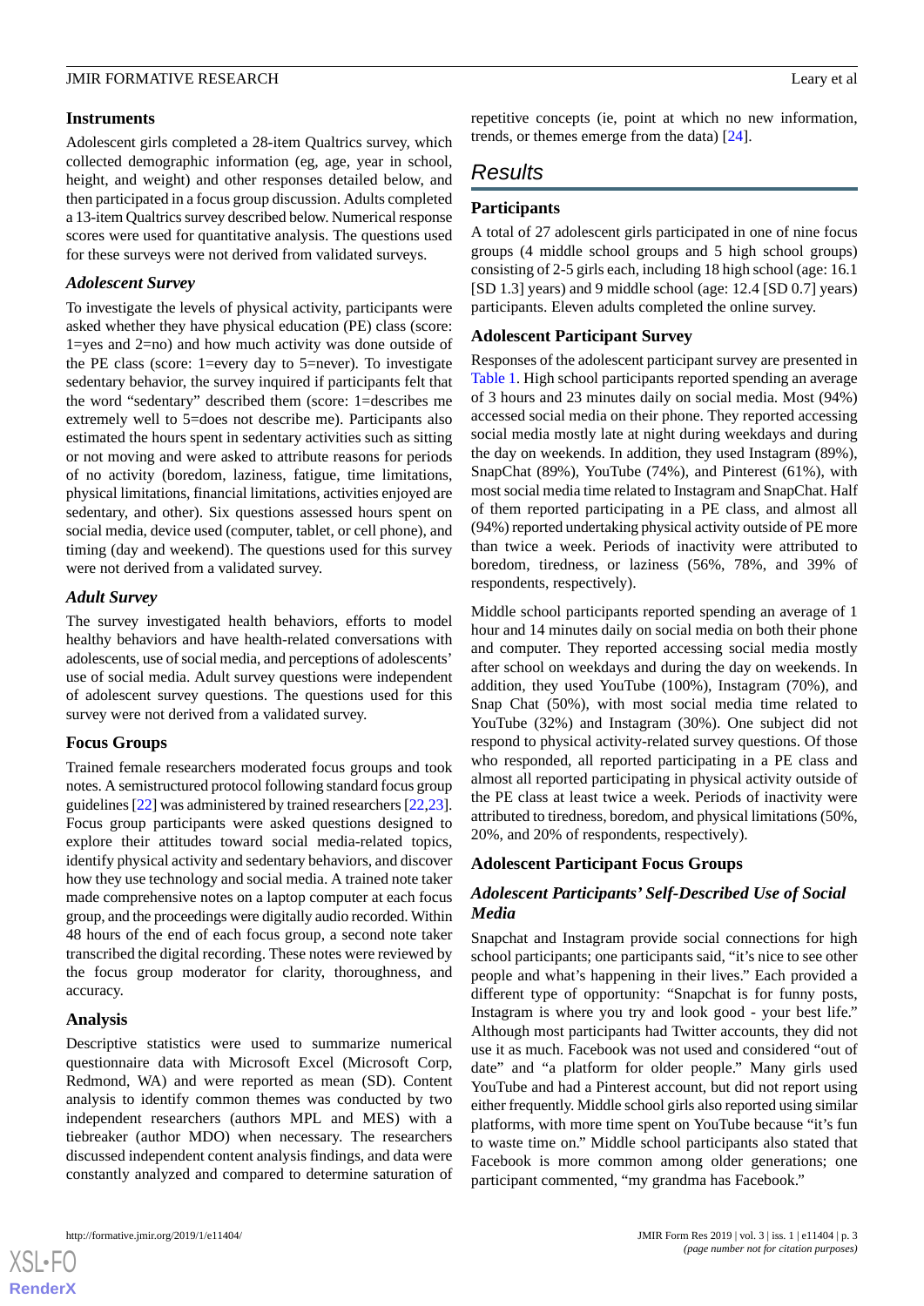### Instruments

Adolescent girls completed a 28-item Qualtrics survey, which collected demographic information (eg, age, year in school, height, and weight) and other responses detailed below, and then participated in a focus group discussion. Adults completed a 13-item Qualtrics survey described below. Numerical response scores were used for quantitative analysis. The questions used for these surveys were not derived from validated surveys.

#### Adolescent Survey

To investigate the levels of physical activity, participants were asked whether they have physical education (PE) class (score: 1=yes and 2=no) and how much activity was done outside of the PE class (score: 1=every day to 5=never). To investigate sedentary behavior, the survey inquired if participants felt that the word "sedentary" described them (score: 1=describes me extremely well to 5=does not describe me). Participants also estimated the hours spent in sedentary activities such as sitting or not moving and were asked to attribute reasons for periods of no activity (boredom, laziness, fatigue, time limitations, physical limitations, financial limitations, activities enjoyed are sedentary, and other). Six questions assessed hours spent on social media, device used (computer, tablet, or cell phone), and timing (day and weekend). The questions used for this survey were not derived from a validated survey.

#### Adult Survey

The survey investigated health behaviors, efforts to model healthy behaviors and have health-related conversations with adolescents, use of social media, and perceptions of adolescents' use of social media. Adult survey questions were independent of adolescent survey questions. The questions used for this survey were not derived from a validated survey.

### Focus Groups

Trained female researchers moderated focus groups and took notes. A semistructured protocol following standard focus group guidelines [22] was administered by trained researchers [22,23]. Focus group participants were asked questions designed to explore their attitudes toward social media-related topics, identify physical activity and sedentary behaviors, and discover how they use technology and social media. A trained note taker made comprehensive notes on a laptop computer at each focus group, and the proceedings were digitally audio recorded. Within 48 hours of the end of each focus group, a second note taker transcribed the digital recording. These notes were reviewed by the focus group moderator for clarity, thoroughness, and accuracy.

### Analysis

Descriptive statistics were used to summarize numerical questionnaire data with Microsoft Excel (Microsoft Corp, Redmond, WA) and were reported as mean (SD). Content analysis to identify common themes was conducted by two independent researchers (authors MPL and MES) with a tiebreaker (author MDO) when necessary. The researchers discussed independent content analysis findings, and data were constantly analyzed and compared to determine saturation of repetitive concepts (ie, point at which no new information, trends, or themes emerge from the data) [24].

## Results

### Participants

A total of 27 adolescent girls participated in one of nine focus groups (4 middle school groups and 5 high school groups) consisting of 2-5 girls each, including 18 high school (age: 16.1 [SD 1.3] years) and 9 middle school (age: 12.4 [SD 0.7] years) participants. Eleven adults completed the online survey.

### Adolescent Participant Survey

Responses of the adolescent participant survey are presented in Table 1. High school participants reported spending an average of 3 hours and 23 minutes daily on social media. Most (94%) accessed social media on their phone. They reported accessing social media mostly late at night during weekdays and during the day on weekends. In addition, they used Instagram (89%), SnapChat (89%), YouTube (74%), and Pinterest (61%), with most social media time related to Instagram and SnapChat. Half of them reported participating in a PE class, and almost all (94%) reported undertaking physical activity outside of PE more than twice a week. Periods of inactivity were attributed to boredom, tiredness, or laziness (56%, 78%, and 39% of respondents, respectively).

Middle school participants reported spending an average of 1 hour and 14 minutes daily on social media on both their phone and computer. They reported accessing social media mostly after school on weekdays and during the day on weekends. In addition, they used YouTube (100%), Instagram (70%), and Snap Chat (50%), with most social media time related to YouTube (32%) and Instagram (30%). One subject did not respond to physical activity-related survey questions. Of those who responded, all reported participating in a PE class and almost all reported participating in physical activity outside of the PE class at least twice a week. Periods of inactivity were attributed to tiredness, boredom, and physical limitations (50%, 20%, and 20% of respondents, respectively).

### Adolescent Participant Focus Groups

#### Adolescent Participants' Self-Described Use of Social Media

Snapchat and Instagram provide social connections for high school participants; one participants said, "it's nice to see other people and what's happening in their lives." Each provided a different type of opportunity: "Snapchat is for funny posts, Instagram is where you try and look good - your best life." Although most participants had Twitter accounts, they did not use it as much. Facebook was not used and considered "out of date" and "a platform for older people." Many girls used YouTube and had a Pinterest account, but did not report using either frequently. Middle school girls also reported using similar platforms, with more time spent on YouTube because "it's fun to waste time on." Middle school participants also stated that Facebook is more common among older generations; one participant commented, "my grandma has Facebook."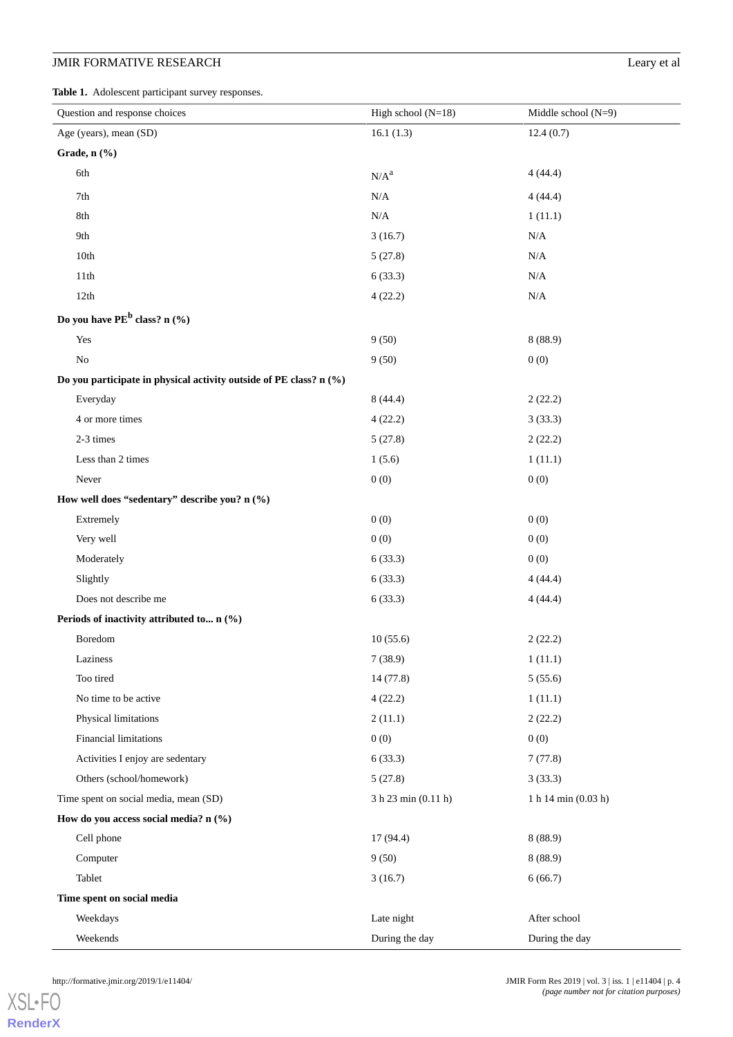**Table 1.** Adolescent participant survey responses.

| Question and response choices | High school (N=18) | Middle school (N=9) |
|---|---|---|
| Age (years), mean (SD) | 16.1 (1.3) | 12.4 (0.7) |
| **Grade, n (%)** | | |
| 6th | N/A[a] | 4 (44.4) |
| 7th | N/A | 4 (44.4) |
| 8th | N/A | 1 (11.1) |
| 9th | 3 (16.7) | N/A |
| 10th | 5 (27.8) | N/A |
| 11th | 6 (33.3) | N/A |
| 12th | 4 (22.2) | N/A |
| **Do you have PE[b] class? n (%)** | | |
| Yes | 9 (50) | 8 (88.9) |
| No | 9 (50) | 0 (0) |
| **Do you participate in physical activity outside of PE class? n (%)** | | |
| Everyday | 8 (44.4) | 2 (22.2) |
| 4 or more times | 4 (22.2) | 3 (33.3) |
| 2-3 times | 5 (27.8) | 2 (22.2) |
| Less than 2 times | 1 (5.6) | 1 (11.1) |
| Never | 0 (0) | 0 (0) |
| **How well does "sedentary" describe you? n (%)** | | |
| Extremely | 0 (0) | 0 (0) |
| Very well | 0 (0) | 0 (0) |
| Moderately | 6 (33.3) | 0 (0) |
| Slightly | 6 (33.3) | 4 (44.4) |
| Does not describe me | 6 (33.3) | 4 (44.4) |
| **Periods of inactivity attributed to... n (%)** | | |
| Boredom | 10 (55.6) | 2 (22.2) |
| Laziness | 7 (38.9) | 1 (11.1) |
| Too tired | 14 (77.8) | 5 (55.6) |
| No time to be active | 4 (22.2) | 1 (11.1) |
| Physical limitations | 2 (11.1) | 2 (22.2) |
| Financial limitations | 0 (0) | 0 (0) |
| Activities I enjoy are sedentary | 6 (33.3) | 7 (77.8) |
| Others (school/homework) | 5 (27.8) | 3 (33.3) |
| Time spent on social media, mean (SD) | 3 h 23 min (0.11 h) | 1 h 14 min (0.03 h) |
| **How do you access social media? n (%)** | | |
| Cell phone | 17 (94.4) | 8 (88.9) |
| Computer | 9 (50) | 8 (88.9) |
| Tablet | 3 (16.7) | 6 (66.7) |
| **Time spent on social media** | | |
| Weekdays | Late night | After school |
| Weekends | During the day | During the day |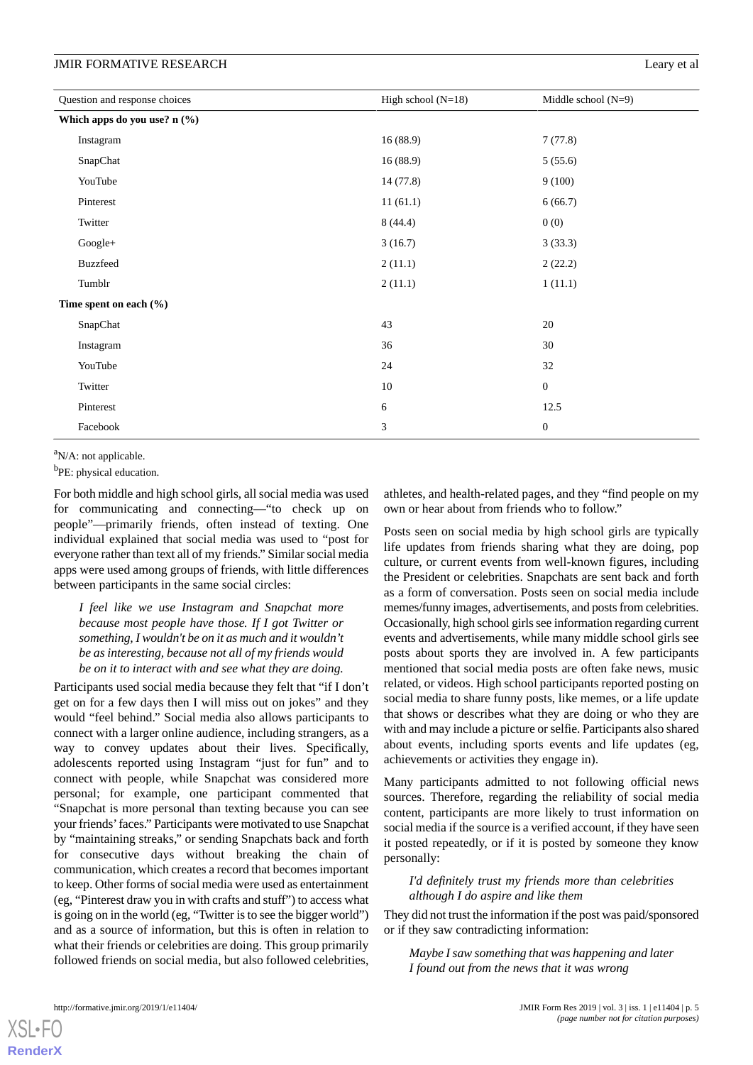| Question and response choices | High school (N=18) | Middle school (N=9) |
|---|---|---|
| **Which apps do you use? n (%)** | | |
| Instagram | 16 (88.9) | 7 (77.8) |
| SnapChat | 16 (88.9) | 5 (55.6) |
| YouTube | 14 (77.8) | 9 (100) |
| Pinterest | 11 (61.1) | 6 (66.7) |
| Twitter | 8 (44.4) | 0 (0) |
| Google+ | 3 (16.7) | 3 (33.3) |
| Buzzfeed | 2 (11.1) | 2 (22.2) |
| Tumblr | 2 (11.1) | 1 (11.1) |
| **Time spent on each (%)** | | |
| SnapChat | 43 | 20 |
| Instagram | 36 | 30 |
| YouTube | 24 | 32 |
| Twitter | 10 | 0 |
| Pinterest | 6 | 12.5 |
| Facebook | 3 | 0 |

[a]N/A: not applicable.

[b]PE: physical education.

For both middle and high school girls, all social media was used for communicating and connecting—"to check up on people"—primarily friends, often instead of texting. One individual explained that social media was used to "post for everyone rather than text all of my friends." Similar social media apps were used among groups of friends, with little differences between participants in the same social circles:

> *I feel like we use Instagram and Snapchat more because most people have those. If I got Twitter or something, I wouldn't be on it as much and it wouldn't be as interesting, because not all of my friends would be on it to interact with and see what they are doing.*

Participants used social media because they felt that "if I don't get on for a few days then I will miss out on jokes" and they would "feel behind." Social media also allows participants to connect with a larger online audience, including strangers, as a way to convey updates about their lives. Specifically, adolescents reported using Instagram "just for fun" and to connect with people, while Snapchat was considered more personal; for example, one participant commented that "Snapchat is more personal than texting because you can see your friends' faces." Participants were motivated to use Snapchat by "maintaining streaks," or sending Snapchats back and forth for consecutive days without breaking the chain of communication, which creates a record that becomes important to keep. Other forms of social media were used as entertainment (eg, "Pinterest draw you in with crafts and stuff") to access what is going on in the world (eg, "Twitter is to see the bigger world") and as a source of information, but this is often in relation to what their friends or celebrities are doing. This group primarily followed friends on social media, but also followed celebrities, athletes, and health-related pages, and they "find people on my own or hear about from friends who to follow."

Posts seen on social media by high school girls are typically life updates from friends sharing what they are doing, pop culture, or current events from well-known figures, including the President or celebrities. Snapchats are sent back and forth as a form of conversation. Posts seen on social media include memes/funny images, advertisements, and posts from celebrities. Occasionally, high school girls see information regarding current events and advertisements, while many middle school girls see posts about sports they are involved in. A few participants mentioned that social media posts are often fake news, music related, or videos. High school participants reported posting on social media to share funny posts, like memes, or a life update that shows or describes what they are doing or who they are with and may include a picture or selfie. Participants also shared about events, including sports events and life updates (eg, achievements or activities they engage in).

Many participants admitted to not following official news sources. Therefore, regarding the reliability of social media content, participants are more likely to trust information on social media if the source is a verified account, if they have seen it posted repeatedly, or if it is posted by someone they know personally:

> *I'd definitely trust my friends more than celebrities although I do aspire and like them*

They did not trust the information if the post was paid/sponsored or if they saw contradicting information:

> *Maybe I saw something that was happening and later I found out from the news that it was wrong*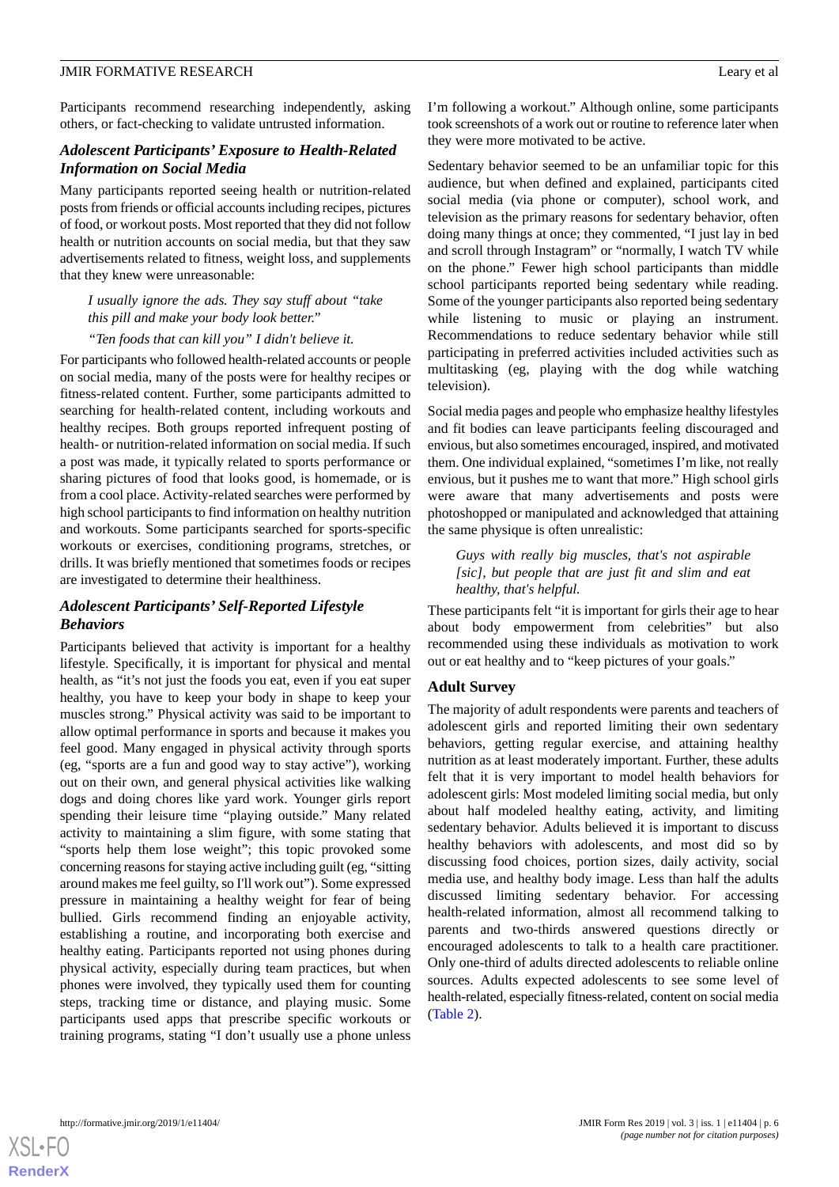Participants recommend researching independently, asking others, or fact-checking to validate untrusted information.

### Adolescent Participants' Exposure to Health-Related Information on Social Media

Many participants reported seeing health or nutrition-related posts from friends or official accounts including recipes, pictures of food, or workout posts. Most reported that they did not follow health or nutrition accounts on social media, but that they saw advertisements related to fitness, weight loss, and supplements that they knew were unreasonable:

> *I usually ignore the ads. They say stuff about "take this pill and make your body look better."*
>
> *"Ten foods that can kill you" I didn't believe it.*

For participants who followed health-related accounts or people on social media, many of the posts were for healthy recipes or fitness-related content. Further, some participants admitted to searching for health-related content, including workouts and healthy recipes. Both groups reported infrequent posting of health- or nutrition-related information on social media. If such a post was made, it typically related to sports performance or sharing pictures of food that looks good, is homemade, or is from a cool place. Activity-related searches were performed by high school participants to find information on healthy nutrition and workouts. Some participants searched for sports-specific workouts or exercises, conditioning programs, stretches, or drills. It was briefly mentioned that sometimes foods or recipes are investigated to determine their healthiness.

### Adolescent Participants' Self-Reported Lifestyle Behaviors

Participants believed that activity is important for a healthy lifestyle. Specifically, it is important for physical and mental health, as "it's not just the foods you eat, even if you eat super healthy, you have to keep your body in shape to keep your muscles strong." Physical activity was said to be important to allow optimal performance in sports and because it makes you feel good. Many engaged in physical activity through sports (eg, "sports are a fun and good way to stay active"), working out on their own, and general physical activities like walking dogs and doing chores like yard work. Younger girls report spending their leisure time "playing outside." Many related activity to maintaining a slim figure, with some stating that "sports help them lose weight"; this topic provoked some concerning reasons for staying active including guilt (eg, "sitting around makes me feel guilty, so I'll work out"). Some expressed pressure in maintaining a healthy weight for fear of being bullied. Girls recommend finding an enjoyable activity, establishing a routine, and incorporating both exercise and healthy eating. Participants reported not using phones during physical activity, especially during team practices, but when phones were involved, they typically used them for counting steps, tracking time or distance, and playing music. Some participants used apps that prescribe specific workouts or training programs, stating "I don't usually use a phone unless I'm following a workout." Although online, some participants took screenshots of a work out or routine to reference later when they were more motivated to be active.

Sedentary behavior seemed to be an unfamiliar topic for this audience, but when defined and explained, participants cited social media (via phone or computer), school work, and television as the primary reasons for sedentary behavior, often doing many things at once; they commented, "I just lay in bed and scroll through Instagram" or "normally, I watch TV while on the phone." Fewer high school participants than middle school participants reported being sedentary while reading. Some of the younger participants also reported being sedentary while listening to music or playing an instrument. Recommendations to reduce sedentary behavior while still participating in preferred activities included activities such as multitasking (eg, playing with the dog while watching television).

Social media pages and people who emphasize healthy lifestyles and fit bodies can leave participants feeling discouraged and envious, but also sometimes encouraged, inspired, and motivated them. One individual explained, "sometimes I'm like, not really envious, but it pushes me to want that more." High school girls were aware that many advertisements and posts were photoshopped or manipulated and acknowledged that attaining the same physique is often unrealistic:

> *Guys with really big muscles, that's not aspirable [sic], but people that are just fit and slim and eat healthy, that's helpful.*

These participants felt "it is important for girls their age to hear about body empowerment from celebrities" but also recommended using these individuals as motivation to work out or eat healthy and to "keep pictures of your goals."

## Adult Survey

The majority of adult respondents were parents and teachers of adolescent girls and reported limiting their own sedentary behaviors, getting regular exercise, and attaining healthy nutrition as at least moderately important. Further, these adults felt that it is very important to model health behaviors for adolescent girls: Most modeled limiting social media, but only about half modeled healthy eating, activity, and limiting sedentary behavior. Adults believed it is important to discuss healthy behaviors with adolescents, and most did so by discussing food choices, portion sizes, daily activity, social media use, and healthy body image. Less than half the adults discussed limiting sedentary behavior. For accessing health-related information, almost all recommend talking to parents and two-thirds answered questions directly or encouraged adolescents to talk to a health care practitioner. Only one-third of adults directed adolescents to reliable online sources. Adults expected adolescents to see some level of health-related, especially fitness-related, content on social media (Table 2).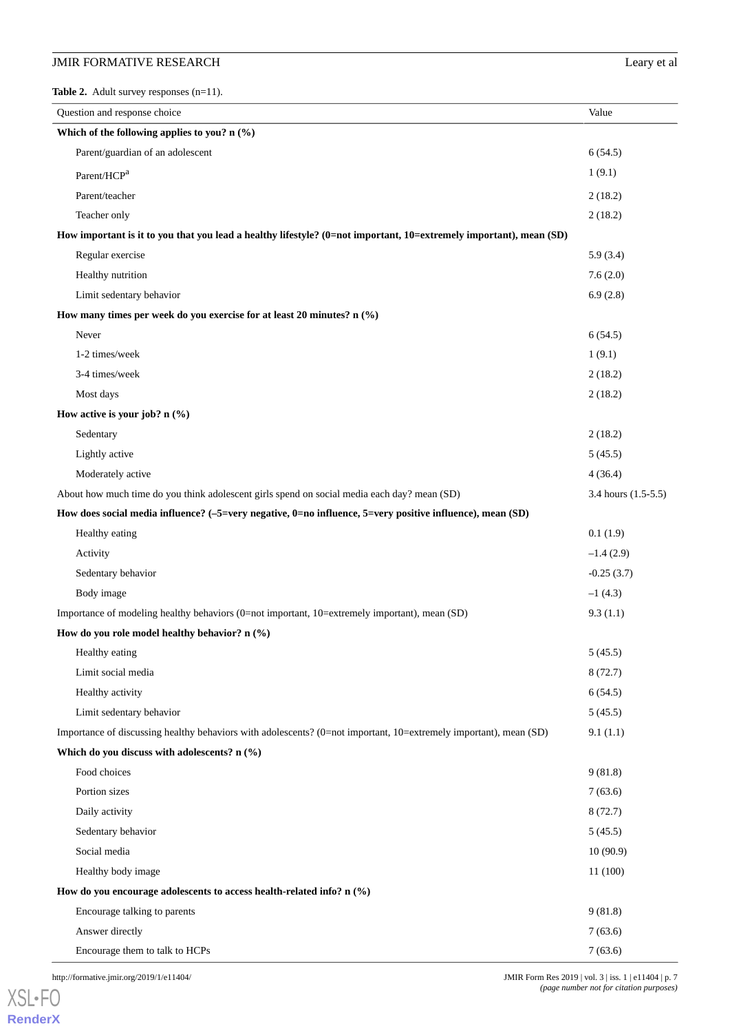**Table 2.** Adult survey responses (n=11).

| Question and response choice | Value |
|---|---|
| **Which of the following applies to you? n (%)** | |
| Parent/guardian of an adolescent | 6 (54.5) |
| Parent/HCP[a] | 1 (9.1) |
| Parent/teacher | 2 (18.2) |
| Teacher only | 2 (18.2) |
| **How important is it to you that you lead a healthy lifestyle? (0=not important, 10=extremely important), mean (SD)** | |
| Regular exercise | 5.9 (3.4) |
| Healthy nutrition | 7.6 (2.0) |
| Limit sedentary behavior | 6.9 (2.8) |
| **How many times per week do you exercise for at least 20 minutes? n (%)** | |
| Never | 6 (54.5) |
| 1-2 times/week | 1 (9.1) |
| 3-4 times/week | 2 (18.2) |
| Most days | 2 (18.2) |
| **How active is your job? n (%)** | |
| Sedentary | 2 (18.2) |
| Lightly active | 5 (45.5) |
| Moderately active | 4 (36.4) |
| About how much time do you think adolescent girls spend on social media each day? mean (SD) | 3.4 hours (1.5-5.5) |
| **How does social media influence? (–5=very negative, 0=no influence, 5=very positive influence), mean (SD)** | |
| Healthy eating | 0.1 (1.9) |
| Activity | –1.4 (2.9) |
| Sedentary behavior | -0.25 (3.7) |
| Body image | –1 (4.3) |
| Importance of modeling healthy behaviors (0=not important, 10=extremely important), mean (SD) | 9.3 (1.1) |
| **How do you role model healthy behavior? n (%)** | |
| Healthy eating | 5 (45.5) |
| Limit social media | 8 (72.7) |
| Healthy activity | 6 (54.5) |
| Limit sedentary behavior | 5 (45.5) |
| Importance of discussing healthy behaviors with adolescents? (0=not important, 10=extremely important), mean (SD) | 9.1 (1.1) |
| **Which do you discuss with adolescents? n (%)** | |
| Food choices | 9 (81.8) |
| Portion sizes | 7 (63.6) |
| Daily activity | 8 (72.7) |
| Sedentary behavior | 5 (45.5) |
| Social media | 10 (90.9) |
| Healthy body image | 11 (100) |
| **How do you encourage adolescents to access health-related info? n (%)** | |
| Encourage talking to parents | 9 (81.8) |
| Answer directly | 7 (63.6) |
| Encourage them to talk to HCPs | 7 (63.6) |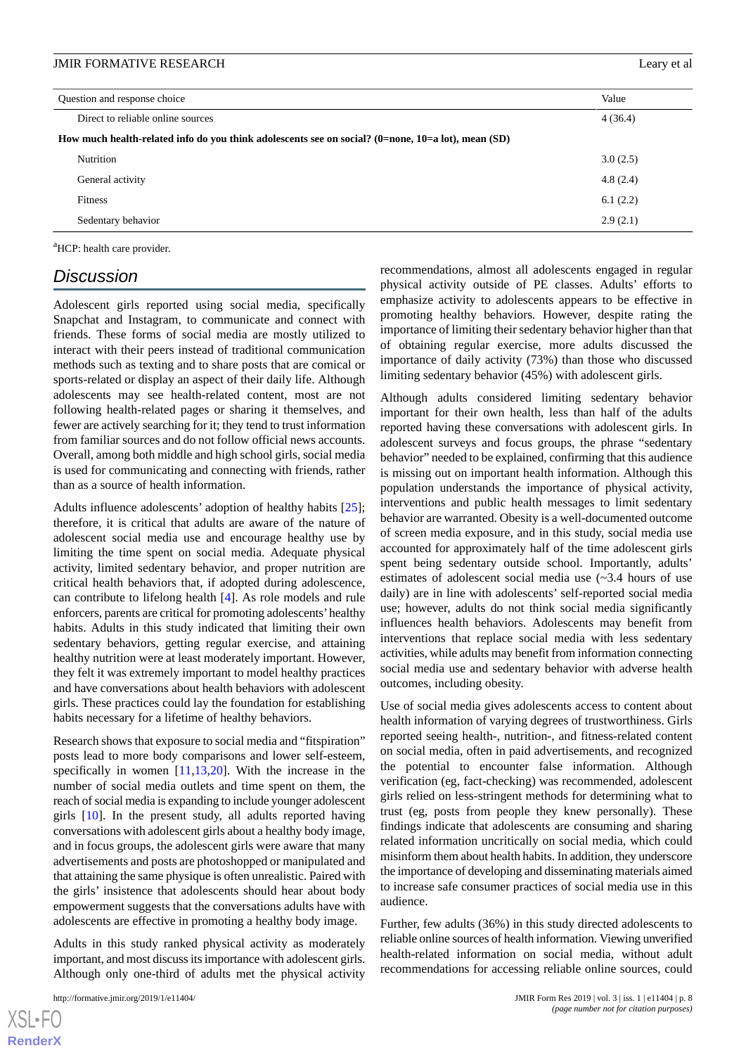| Question and response choice | Value |
| --- | --- |
| Direct to reliable online sources | 4 (36.4) |
| **How much health-related info do you think adolescents see on social? (0=none, 10=a lot), mean (SD)** | |
| Nutrition | 3.0 (2.5) |
| General activity | 4.8 (2.4) |
| Fitness | 6.1 (2.2) |
| Sedentary behavior | 2.9 (2.1) |

[a]HCP: health care provider.

## Discussion

Adolescent girls reported using social media, specifically Snapchat and Instagram, to communicate and connect with friends. These forms of social media are mostly utilized to interact with their peers instead of traditional communication methods such as texting and to share posts that are comical or sports-related or display an aspect of their daily life. Although adolescents may see health-related content, most are not following health-related pages or sharing it themselves, and fewer are actively searching for it; they tend to trust information from familiar sources and do not follow official news accounts. Overall, among both middle and high school girls, social media is used for communicating and connecting with friends, rather than as a source of health information.

Adults influence adolescents' adoption of healthy habits [25]; therefore, it is critical that adults are aware of the nature of adolescent social media use and encourage healthy use by limiting the time spent on social media. Adequate physical activity, limited sedentary behavior, and proper nutrition are critical health behaviors that, if adopted during adolescence, can contribute to lifelong health [4]. As role models and rule enforcers, parents are critical for promoting adolescents' healthy habits. Adults in this study indicated that limiting their own sedentary behaviors, getting regular exercise, and attaining healthy nutrition were at least moderately important. However, they felt it was extremely important to model healthy practices and have conversations about health behaviors with adolescent girls. These practices could lay the foundation for establishing habits necessary for a lifetime of healthy behaviors.

Research shows that exposure to social media and "fitspiration" posts lead to more body comparisons and lower self-esteem, specifically in women [11,13,20]. With the increase in the number of social media outlets and time spent on them, the reach of social media is expanding to include younger adolescent girls [10]. In the present study, all adults reported having conversations with adolescent girls about a healthy body image, and in focus groups, the adolescent girls were aware that many advertisements and posts are photoshopped or manipulated and that attaining the same physique is often unrealistic. Paired with the girls' insistence that adolescents should hear about body empowerment suggests that the conversations adults have with adolescents are effective in promoting a healthy body image.

Adults in this study ranked physical activity as moderately important, and most discuss its importance with adolescent girls. Although only one-third of adults met the physical activity recommendations, almost all adolescents engaged in regular physical activity outside of PE classes. Adults' efforts to emphasize activity to adolescents appears to be effective in promoting healthy behaviors. However, despite rating the importance of limiting their sedentary behavior higher than that of obtaining regular exercise, more adults discussed the importance of daily activity (73%) than those who discussed limiting sedentary behavior (45%) with adolescent girls.

Although adults considered limiting sedentary behavior important for their own health, less than half of the adults reported having these conversations with adolescent girls. In adolescent surveys and focus groups, the phrase "sedentary behavior" needed to be explained, confirming that this audience is missing out on important health information. Although this population understands the importance of physical activity, interventions and public health messages to limit sedentary behavior are warranted. Obesity is a well-documented outcome of screen media exposure, and in this study, social media use accounted for approximately half of the time adolescent girls spent being sedentary outside school. Importantly, adults' estimates of adolescent social media use (~3.4 hours of use daily) are in line with adolescents' self-reported social media use; however, adults do not think social media significantly influences health behaviors. Adolescents may benefit from interventions that replace social media with less sedentary activities, while adults may benefit from information connecting social media use and sedentary behavior with adverse health outcomes, including obesity.

Use of social media gives adolescents access to content about health information of varying degrees of trustworthiness. Girls reported seeing health-, nutrition-, and fitness-related content on social media, often in paid advertisements, and recognized the potential to encounter false information. Although verification (eg, fact-checking) was recommended, adolescent girls relied on less-stringent methods for determining what to trust (eg, posts from people they knew personally). These findings indicate that adolescents are consuming and sharing related information uncritically on social media, which could misinform them about health habits. In addition, they underscore the importance of developing and disseminating materials aimed to increase safe consumer practices of social media use in this audience.

Further, few adults (36%) in this study directed adolescents to reliable online sources of health information. Viewing unverified health-related information on social media, without adult recommendations for accessing reliable online sources, could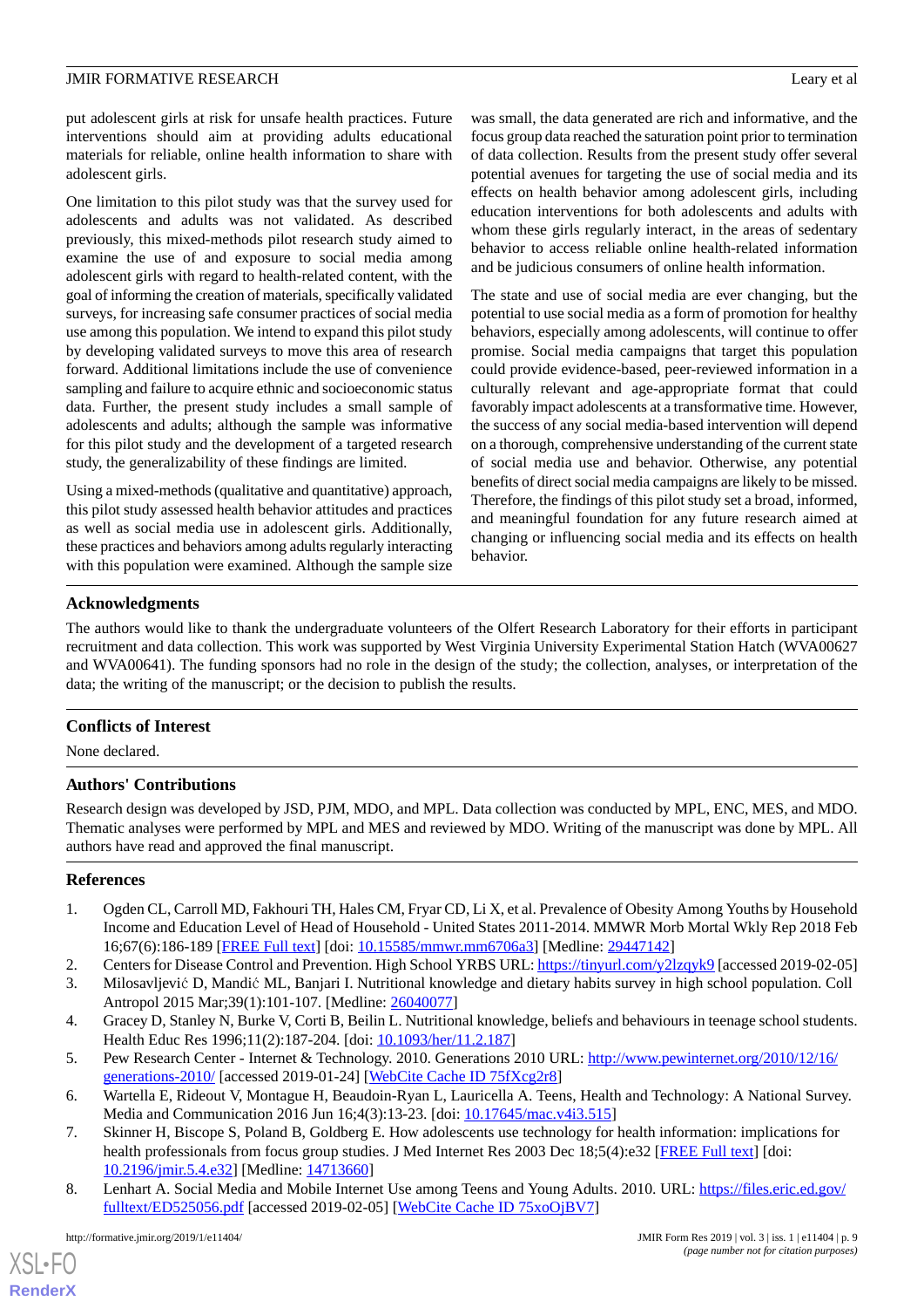put adolescent girls at risk for unsafe health practices. Future interventions should aim at providing adults educational materials for reliable, online health information to share with adolescent girls.

One limitation to this pilot study was that the survey used for adolescents and adults was not validated. As described previously, this mixed-methods pilot research study aimed to examine the use of and exposure to social media among adolescent girls with regard to health-related content, with the goal of informing the creation of materials, specifically validated surveys, for increasing safe consumer practices of social media use among this population. We intend to expand this pilot study by developing validated surveys to move this area of research forward. Additional limitations include the use of convenience sampling and failure to acquire ethnic and socioeconomic status data. Further, the present study includes a small sample of adolescents and adults; although the sample was informative for this pilot study and the development of a targeted research study, the generalizability of these findings are limited.

Using a mixed-methods (qualitative and quantitative) approach, this pilot study assessed health behavior attitudes and practices as well as social media use in adolescent girls. Additionally, these practices and behaviors among adults regularly interacting with this population were examined. Although the sample size was small, the data generated are rich and informative, and the focus group data reached the saturation point prior to termination of data collection. Results from the present study offer several potential avenues for targeting the use of social media and its effects on health behavior among adolescent girls, including education interventions for both adolescents and adults with whom these girls regularly interact, in the areas of sedentary behavior to access reliable online health-related information and be judicious consumers of online health information.

The state and use of social media are ever changing, but the potential to use social media as a form of promotion for healthy behaviors, especially among adolescents, will continue to offer promise. Social media campaigns that target this population could provide evidence-based, peer-reviewed information in a culturally relevant and age-appropriate format that could favorably impact adolescents at a transformative time. However, the success of any social media-based intervention will depend on a thorough, comprehensive understanding of the current state of social media use and behavior. Otherwise, any potential benefits of direct social media campaigns are likely to be missed. Therefore, the findings of this pilot study set a broad, informed, and meaningful foundation for any future research aimed at changing or influencing social media and its effects on health behavior.

## Acknowledgments

The authors would like to thank the undergraduate volunteers of the Olfert Research Laboratory for their efforts in participant recruitment and data collection. This work was supported by West Virginia University Experimental Station Hatch (WVA00627 and WVA00641). The funding sponsors had no role in the design of the study; the collection, analyses, or interpretation of the data; the writing of the manuscript; or the decision to publish the results.

## Conflicts of Interest

None declared.

## Authors' Contributions

Research design was developed by JSD, PJM, MDO, and MPL. Data collection was conducted by MPL, ENC, MES, and MDO. Thematic analyses were performed by MPL and MES and reviewed by MDO. Writing of the manuscript was done by MPL. All authors have read and approved the final manuscript.

## References

1. Ogden CL, Carroll MD, Fakhouri TH, Hales CM, Fryar CD, Li X, et al. Prevalence of Obesity Among Youths by Household Income and Education Level of Head of Household - United States 2011-2014. MMWR Morb Mortal Wkly Rep 2018 Feb 16;67(6):186-189 [FREE Full text] [doi: 10.15585/mmwr.mm6706a3] [Medline: 29447142]
2. Centers for Disease Control and Prevention. High School YRBS URL: https://tinyurl.com/y2lzqyk9 [accessed 2019-02-05]
3. Milosavljević D, Mandić ML, Banjari I. Nutritional knowledge and dietary habits survey in high school population. Coll Antropol 2015 Mar;39(1):101-107. [Medline: 26040077]
4. Gracey D, Stanley N, Burke V, Corti B, Beilin L. Nutritional knowledge, beliefs and behaviours in teenage school students. Health Educ Res 1996;11(2):187-204. [doi: 10.1093/her/11.2.187]
5. Pew Research Center - Internet & Technology. 2010. Generations 2010 URL: http://www.pewinternet.org/2010/12/16/generations-2010/ [accessed 2019-01-24] [WebCite Cache ID 75fXcg2r8]
6. Wartella E, Rideout V, Montague H, Beaudoin-Ryan L, Lauricella A. Teens, Health and Technology: A National Survey. Media and Communication 2016 Jun 16;4(3):13-23. [doi: 10.17645/mac.v4i3.515]
7. Skinner H, Biscope S, Poland B, Goldberg E. How adolescents use technology for health information: implications for health professionals from focus group studies. J Med Internet Res 2003 Dec 18;5(4):e32 [FREE Full text] [doi: 10.2196/jmir.5.4.e32] [Medline: 14713660]
8. Lenhart A. Social Media and Mobile Internet Use among Teens and Young Adults. 2010. URL: https://files.eric.ed.gov/fulltext/ED525056.pdf [accessed 2019-02-05] [WebCite Cache ID 75xoOjBV7]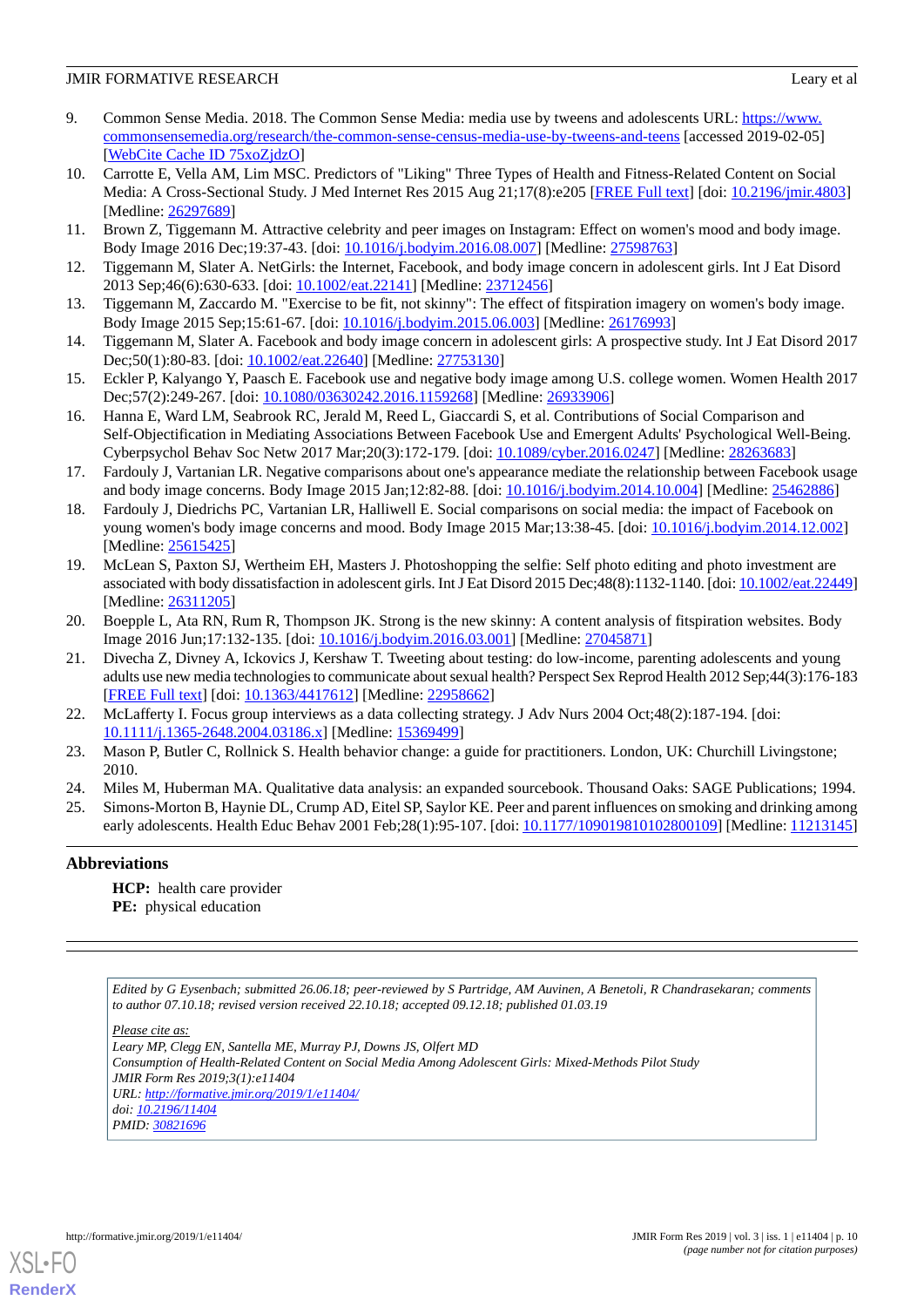9. Common Sense Media. 2018. The Common Sense Media: media use by tweens and adolescents URL: https://www.commonsensemedia.org/research/the-common-sense-census-media-use-by-tweens-and-teens [accessed 2019-02-05] [WebCite Cache ID 75xoZjdzO]
10. Carrotte E, Vella AM, Lim MSC. Predictors of "Liking" Three Types of Health and Fitness-Related Content on Social Media: A Cross-Sectional Study. J Med Internet Res 2015 Aug 21;17(8):e205 [FREE Full text] [doi: 10.2196/jmir.4803] [Medline: 26297689]
11. Brown Z, Tiggemann M. Attractive celebrity and peer images on Instagram: Effect on women's mood and body image. Body Image 2016 Dec;19:37-43. [doi: 10.1016/j.bodyim.2016.08.007] [Medline: 27598763]
12. Tiggemann M, Slater A. NetGirls: the Internet, Facebook, and body image concern in adolescent girls. Int J Eat Disord 2013 Sep;46(6):630-633. [doi: 10.1002/eat.22141] [Medline: 23712456]
13. Tiggemann M, Zaccardo M. "Exercise to be fit, not skinny": The effect of fitspiration imagery on women's body image. Body Image 2015 Sep;15:61-67. [doi: 10.1016/j.bodyim.2015.06.003] [Medline: 26176993]
14. Tiggemann M, Slater A. Facebook and body image concern in adolescent girls: A prospective study. Int J Eat Disord 2017 Dec;50(1):80-83. [doi: 10.1002/eat.22640] [Medline: 27753130]
15. Eckler P, Kalyango Y, Paasch E. Facebook use and negative body image among U.S. college women. Women Health 2017 Dec;57(2):249-267. [doi: 10.1080/03630242.2016.1159268] [Medline: 26933906]
16. Hanna E, Ward LM, Seabrook RC, Jerald M, Reed L, Giaccardi S, et al. Contributions of Social Comparison and Self-Objectification in Mediating Associations Between Facebook Use and Emergent Adults' Psychological Well-Being. Cyberpsychol Behav Soc Netw 2017 Mar;20(3):172-179. [doi: 10.1089/cyber.2016.0247] [Medline: 28263683]
17. Fardouly J, Vartanian LR. Negative comparisons about one's appearance mediate the relationship between Facebook usage and body image concerns. Body Image 2015 Jan;12:82-88. [doi: 10.1016/j.bodyim.2014.10.004] [Medline: 25462886]
18. Fardouly J, Diedrichs PC, Vartanian LR, Halliwell E. Social comparisons on social media: the impact of Facebook on young women's body image concerns and mood. Body Image 2015 Mar;13:38-45. [doi: 10.1016/j.bodyim.2014.12.002] [Medline: 25615425]
19. McLean S, Paxton SJ, Wertheim EH, Masters J. Photoshopping the selfie: Self photo editing and photo investment are associated with body dissatisfaction in adolescent girls. Int J Eat Disord 2015 Dec;48(8):1132-1140. [doi: 10.1002/eat.22449] [Medline: 26311205]
20. Boepple L, Ata RN, Rum R, Thompson JK. Strong is the new skinny: A content analysis of fitspiration websites. Body Image 2016 Jun;17:132-135. [doi: 10.1016/j.bodyim.2016.03.001] [Medline: 27045871]
21. Divecha Z, Divney A, Ickovics J, Kershaw T. Tweeting about testing: do low-income, parenting adolescents and young adults use new media technologies to communicate about sexual health? Perspect Sex Reprod Health 2012 Sep;44(3):176-183 [FREE Full text] [doi: 10.1363/4417612] [Medline: 22958662]
22. McLafferty I. Focus group interviews as a data collecting strategy. J Adv Nurs 2004 Oct;48(2):187-194. [doi: 10.1111/j.1365-2648.2004.03186.x] [Medline: 15369499]
23. Mason P, Butler C, Rollnick S. Health behavior change: a guide for practitioners. London, UK: Churchill Livingstone; 2010.
24. Miles M, Huberman MA. Qualitative data analysis: an expanded sourcebook. Thousand Oaks: SAGE Publications; 1994.
25. Simons-Morton B, Haynie DL, Crump AD, Eitel SP, Saylor KE. Peer and parent influences on smoking and drinking among early adolescents. Health Educ Behav 2001 Feb;28(1):95-107. [doi: 10.1177/109019810102800109] [Medline: 11213145]

## Abbreviations

**HCP:** health care provider
**PE:** physical education

*Edited by G Eysenbach; submitted 26.06.18; peer-reviewed by S Partridge, AM Auvinen, A Benetoli, R Chandrasekaran; comments to author 07.10.18; revised version received 22.10.18; accepted 09.12.18; published 01.03.19*

*Please cite as:*
*Leary MP, Clegg EN, Santella ME, Murray PJ, Downs JS, Olfert MD*
*Consumption of Health-Related Content on Social Media Among Adolescent Girls: Mixed-Methods Pilot Study*
*JMIR Form Res 2019;3(1):e11404*
*URL: http://formative.jmir.org/2019/1/e11404/*
*doi: 10.2196/11404*
*PMID: 30821696*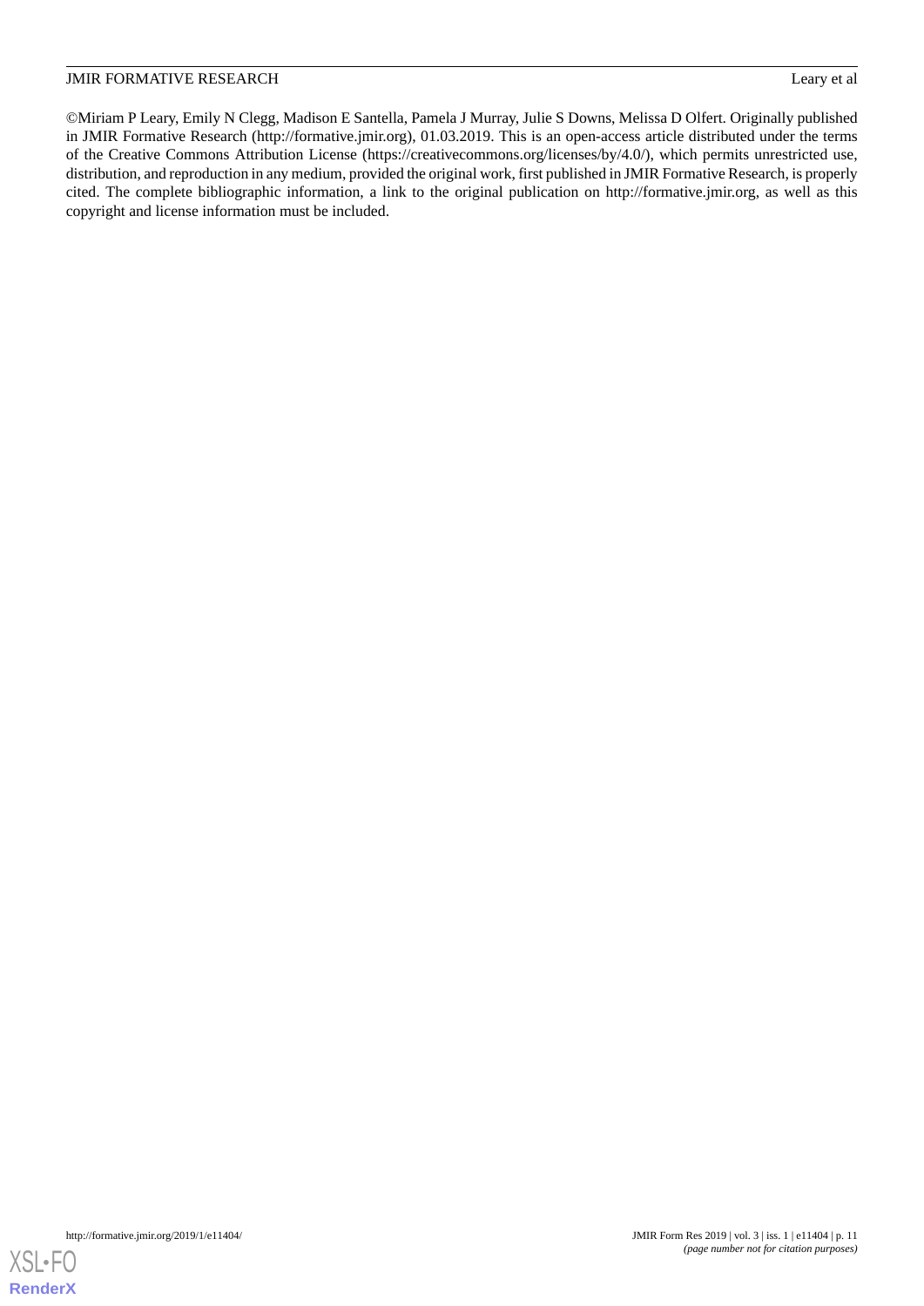©Miriam P Leary, Emily N Clegg, Madison E Santella, Pamela J Murray, Julie S Downs, Melissa D Olfert. Originally published in JMIR Formative Research (http://formative.jmir.org), 01.03.2019. This is an open-access article distributed under the terms of the Creative Commons Attribution License (https://creativecommons.org/licenses/by/4.0/), which permits unrestricted use, distribution, and reproduction in any medium, provided the original work, first published in JMIR Formative Research, is properly cited. The complete bibliographic information, a link to the original publication on http://formative.jmir.org, as well as this copyright and license information must be included.